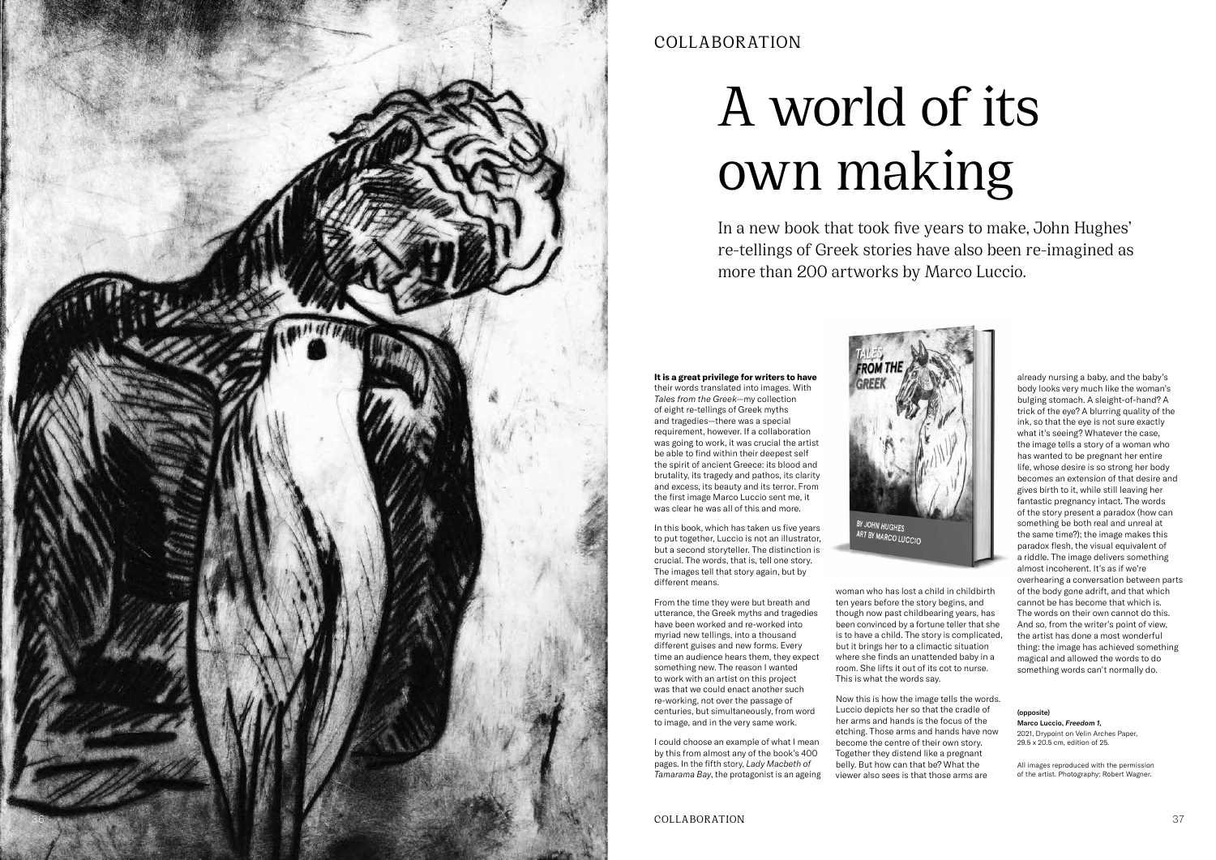COLLABORATION

# A world of its own making

In a new book that took five years to make, John Hughes' re-tellings of Greek stories have also been re-imagined as more than 200 artworks by Marco Luccio.

**It is a great privilege for writers to have** their words translated into images. With *Tales from the Greek*—my collection of eight re-tellings of Greek myths and tragedies—there was a special requirement, however. If a collaboration was going to work, it was crucial the artist be able to find within their deepest self the spirit of ancient Greece: its blood and brutality, its tragedy and pathos, its clarity and excess, its beauty and its terror. From the first image Marco Luccio sent me, it was clear he was all of this and more.

In this book, which has taken us five years to put together, Luccio is not an illustrator, but a second storyteller. The distinction is crucial. The words, that is, tell one story. The images tell that story again, but by different means.

From the time they were but breath and utterance, the Greek myths and tragedies have been worked and re-worked into myriad new tellings, into a thousand different guises and new forms. Every time an audience hears them, they expect something new. The reason I wanted to work with an artist on this project was that we could enact another such re-working, not over the passage of centuries, but simultaneously, from word to image, and in the very same work.

I could choose an example of what I mean by this from almost any of the book's 400 pages. In the fifth story, *Lady Macbeth of Tamarama Bay*, the protagonist is an ageing woman who has lost a child in childbirth ten years before the story begins, and though now past childbearing years, has been convinced by a fortune teller that she is to have a child. The story is complicated, but it brings her to a climactic situation where she finds an unattended baby in a room. She lifts it out of its cot to nurse. This is what the words say.

Now this is how the image tells the words. Luccio depicts her so that the cradle of her arms and hands is the focus of the etching. Those arms and hands have now become the centre of their own story. Together they distend like a pregnant belly. But how can that be? What the viewer also sees is that those arms are already nursing a baby, and the baby's body looks very much like the woman's bulging stomach. A sleight-of-hand? A trick of the eye? A blurring quality of the ink, so that the eye is not sure exactly what it's seeing? Whatever the case, the image tells a story of a woman who has wanted to be pregnant her entire life, whose desire is so strong her body becomes an extension of that desire and gives birth to it, while still leaving her fantastic pregnancy intact. The words of the story present a paradox (how can something be both real and unreal at the same time?); the image makes this paradox flesh, the visual equivalent of a riddle. The image delivers something almost incoherent. It's as if we're overhearing a conversation between parts of the body gone adrift, and that which cannot be has become that which is. The words on their own cannot do this. And so, from the writer's point of view, the artist has done a most wonderful thing: the image has achieved something magical and allowed the words to do something words can't normally do.

**(opposite)**
**Marco Luccio, *Freedom 1*,**
2021, Drypoint on Velin Arches Paper, 29.5 x 20.5 cm, edition of 25.

All images reproduced with the permission of the artist. Photography: Robert Wagner.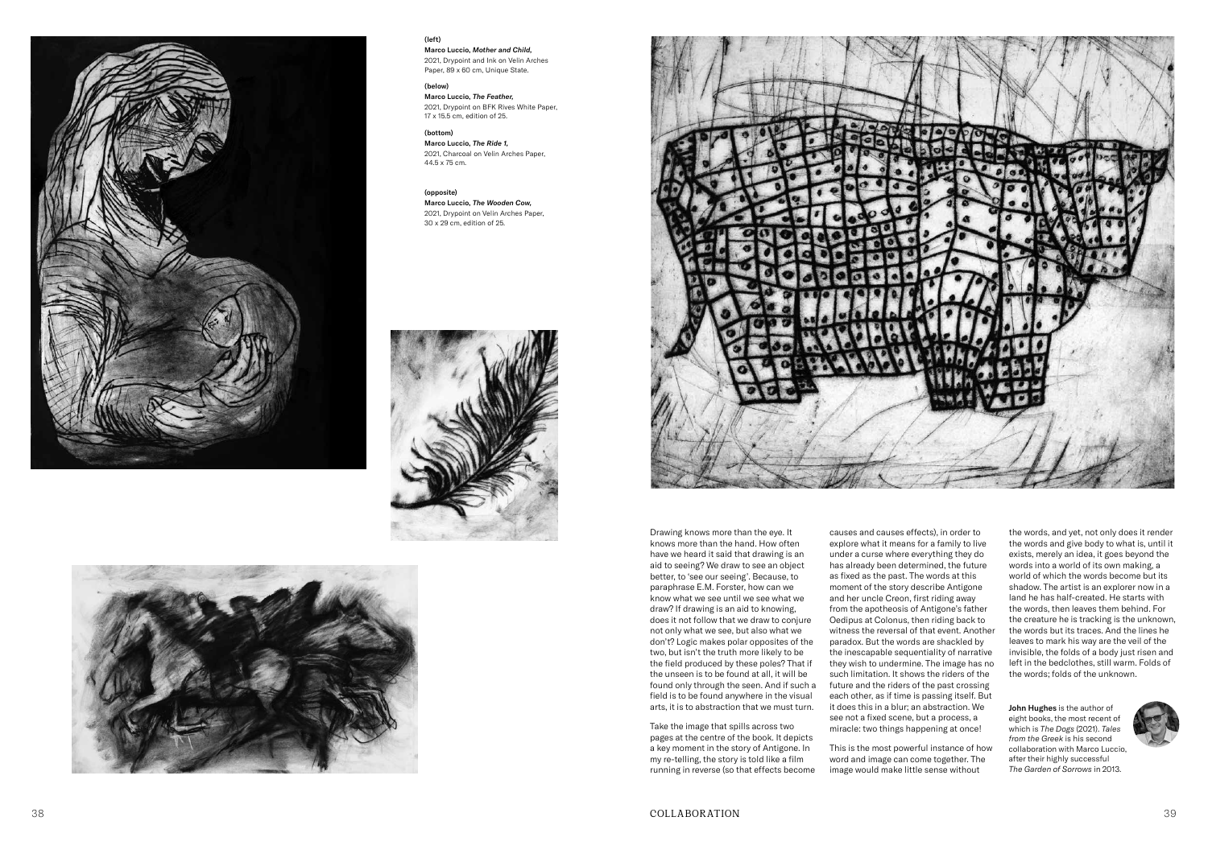**(left)**
**Marco Luccio, *Mother and Child,***
2021, Drypoint and Ink on Velin Arches Paper, 89 x 60 cm, Unique State.

**(below)**
**Marco Luccio, *The Feather,***
2021, Drypoint on BFK Rives White Paper, 17 x 15.5 cm, edition of 25.

**(bottom)**
**Marco Luccio, *The Ride 1,***
2021, Charcoal on Velin Arches Paper, 44.5 x 75 cm.

**(opposite)**
**Marco Luccio, *The Wooden Cow,***
2021, Drypoint on Velin Arches Paper, 30 x 29 cm, edition of 25.

Drawing knows more than the eye. It knows more than the hand. How often have we heard it said that drawing is an aid to seeing? We draw to see an object better, to 'see our seeing'. Because, to paraphrase E.M. Forster, how can we know what we see until we see what we draw? If drawing is an aid to knowing, does it not follow that we draw to conjure not only what we see, but also what we don't? Logic makes polar opposites of the two, but isn't the truth more likely to be the field produced by these poles? That if the unseen is to be found at all, it will be found only through the seen. And if such a field is to be found anywhere in the visual arts, it is to abstraction that we must turn.

Take the image that spills across two pages at the centre of the book. It depicts a key moment in the story of Antigone. In my re-telling, the story is told like a film running in reverse (so that effects become causes and causes effects), in order to explore what it means for a family to live under a curse where everything they do has already been determined, the future as fixed as the past. The words at this moment of the story describe Antigone and her uncle Creon, first riding away from the apotheosis of Antigone's father Oedipus at Colonus, then riding back to witness the reversal of that event. Another paradox. But the words are shackled by the inescapable sequentiality of narrative they wish to undermine. The image has no such limitation. It shows the riders of the future and the riders of the past crossing each other, as if time is passing itself. But it does this in a blur; an abstraction. We see not a fixed scene, but a process, a miracle: two things happening at once!

This is the most powerful instance of how word and image can come together. The image would make little sense without the words, and yet, not only does it render the words and give body to what is, until it exists, merely an idea, it goes beyond the words into a world of its own making, a world of which the words become but its shadow. The artist is an explorer now in a land he has half-created. He starts with the words, then leaves them behind. For the creature he is tracking is the unknown, the words but its traces. And the lines he leaves to mark his way are the veil of the invisible, the folds of a body just risen and left in the bedclothes, still warm. Folds of the words; folds of the unknown.

**John Hughes** is the author of eight books, the most recent of which is *The Dogs* (2021). *Tales from the Greek* is his second collaboration with Marco Luccio, after their highly successful *The Garden of Sorrows* in 2013.